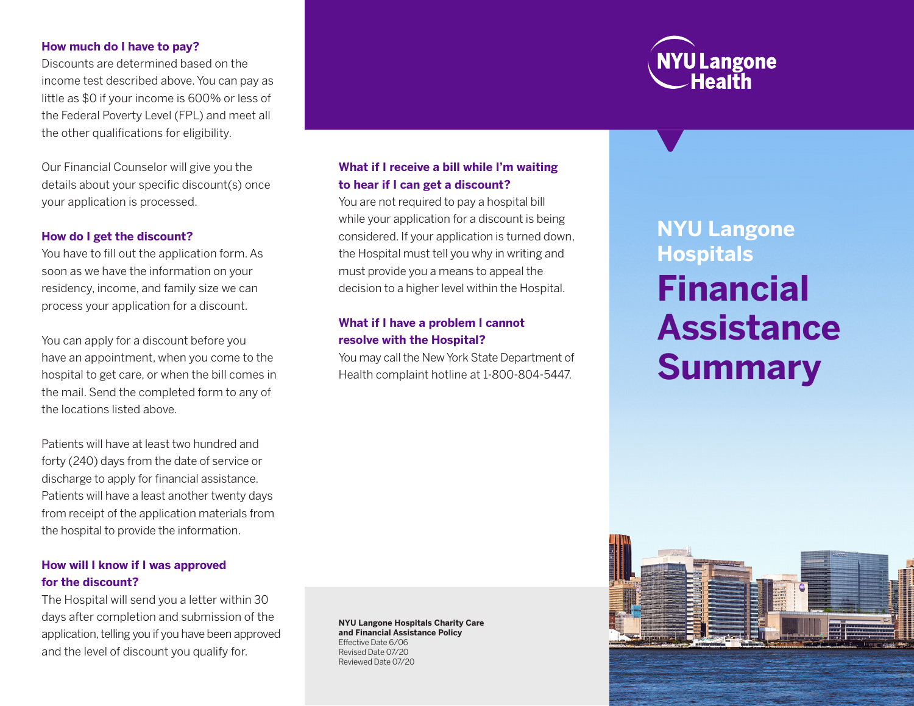### How much do I have to pay?

Discounts are determined based on the income test described above. You can pay as little as $0 if your income is 600% or less of the Federal Poverty Level (FPL) and meet all the other qualifications for eligibility.

Our Financial Counselor will give you the details about your specific discount(s) once your application is processed.

### How do I get the discount?

You have to fill out the application form. As soon as we have the information on your residency, income, and family size we can process your application for a discount.

You can apply for a discount before you have an appointment, when you come to the hospital to get care, or when the bill comes in the mail. Send the completed form to any of the locations listed above.

Patients will have at least two hundred and forty (240) days from the date of service or discharge to apply for financial assistance. Patients will have a least another twenty days from receipt of the application materials from the hospital to provide the information.

### How will I know if I was approved for the discount?

The Hospital will send you a letter within 30 days after completion and submission of the application, telling you if you have been approved and the level of discount you qualify for.

### What if I receive a bill while I'm waiting to hear if I can get a discount?

You are not required to pay a hospital bill while your application for a discount is being considered. If your application is turned down, the Hospital must tell you why in writing and must provide you a means to appeal the decision to a higher level within the Hospital.

### What if I have a problem I cannot resolve with the Hospital?

You may call the New York State Department of Health complaint hotline at 1-800-804-5447.

**NYU Langone Hospitals Charity Care and Financial Assistance Policy**
Effective Date 6/06
Revised Date 07/20
Reviewed Date 07/20

NYU Langone Health

## NYU Langone Hospitals

# Financial Assistance Summary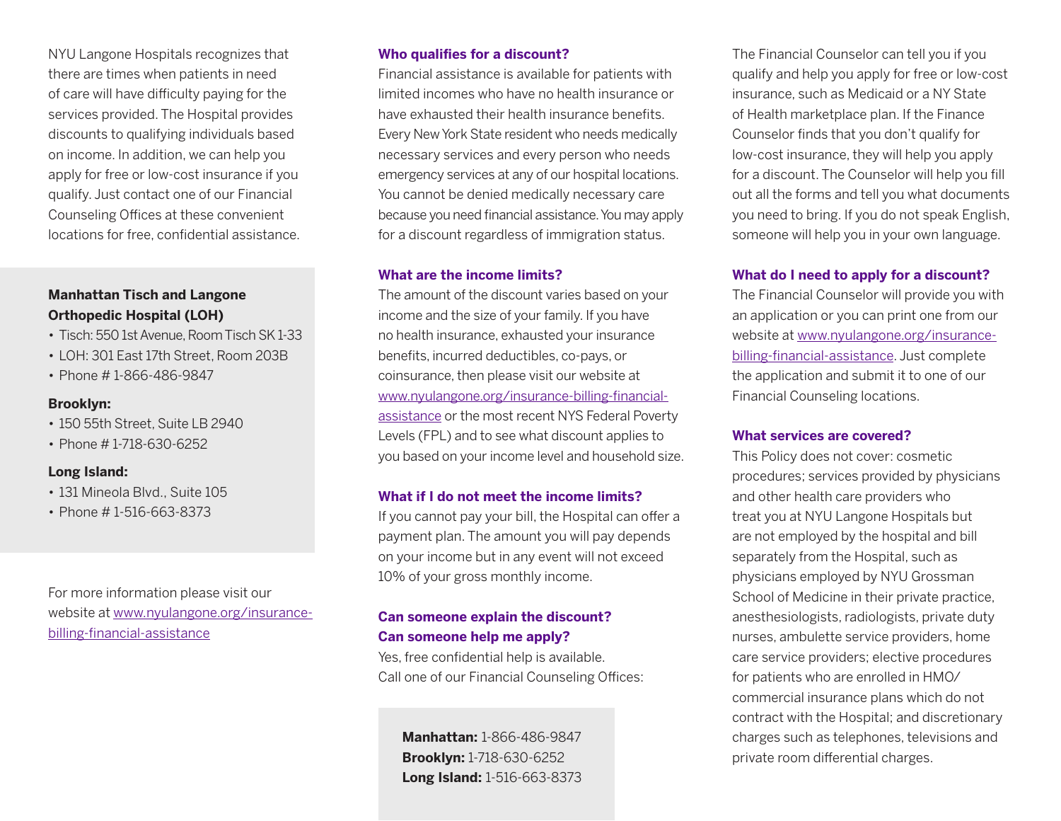NYU Langone Hospitals recognizes that there are times when patients in need of care will have difficulty paying for the services provided. The Hospital provides discounts to qualifying individuals based on income. In addition, we can help you apply for free or low-cost insurance if you qualify. Just contact one of our Financial Counseling Offices at these convenient locations for free, confidential assistance.

**Manhattan Tisch and Langone Orthopedic Hospital (LOH)**

- Tisch: 550 1st Avenue, Room Tisch SK 1-33
- LOH: 301 East 17th Street, Room 203B
- Phone # 1-866-486-9847

**Brooklyn:**

- 150 55th Street, Suite LB 2940
- Phone # 1-718-630-6252

**Long Island:**

- 131 Mineola Blvd., Suite 105
- Phone # 1-516-663-8373

For more information please visit our website at www.nyulangone.org/insurance-billing-financial-assistance

### Who qualifies for a discount?

Financial assistance is available for patients with limited incomes who have no health insurance or have exhausted their health insurance benefits. Every New York State resident who needs medically necessary services and every person who needs emergency services at any of our hospital locations. You cannot be denied medically necessary care because you need financial assistance. You may apply for a discount regardless of immigration status.

### What are the income limits?

The amount of the discount varies based on your income and the size of your family. If you have no health insurance, exhausted your insurance benefits, incurred deductibles, co-pays, or coinsurance, then please visit our website at www.nyulangone.org/insurance-billing-financial-assistance or the most recent NYS Federal Poverty Levels (FPL) and to see what discount applies to you based on your income level and household size.

### What if I do not meet the income limits?

If you cannot pay your bill, the Hospital can offer a payment plan. The amount you will pay depends on your income but in any event will not exceed 10% of your gross monthly income.

### Can someone explain the discount? Can someone help me apply?

Yes, free confidential help is available. Call one of our Financial Counseling Offices:

**Manhattan:** 1-866-486-9847
**Brooklyn:** 1-718-630-6252
**Long Island:** 1-516-663-8373

The Financial Counselor can tell you if you qualify and help you apply for free or low-cost insurance, such as Medicaid or a NY State of Health marketplace plan. If the Finance Counselor finds that you don't qualify for low-cost insurance, they will help you apply for a discount. The Counselor will help you fill out all the forms and tell you what documents you need to bring. If you do not speak English, someone will help you in your own language.

### What do I need to apply for a discount?

The Financial Counselor will provide you with an application or you can print one from our website at www.nyulangone.org/insurance-billing-financial-assistance. Just complete the application and submit it to one of our Financial Counseling locations.

### What services are covered?

This Policy does not cover: cosmetic procedures; services provided by physicians and other health care providers who treat you at NYU Langone Hospitals but are not employed by the hospital and bill separately from the Hospital, such as physicians employed by NYU Grossman School of Medicine in their private practice, anesthesiologists, radiologists, private duty nurses, ambulette service providers, home care service providers; elective procedures for patients who are enrolled in HMO/commercial insurance plans which do not contract with the Hospital; and discretionary charges such as telephones, televisions and private room differential charges.